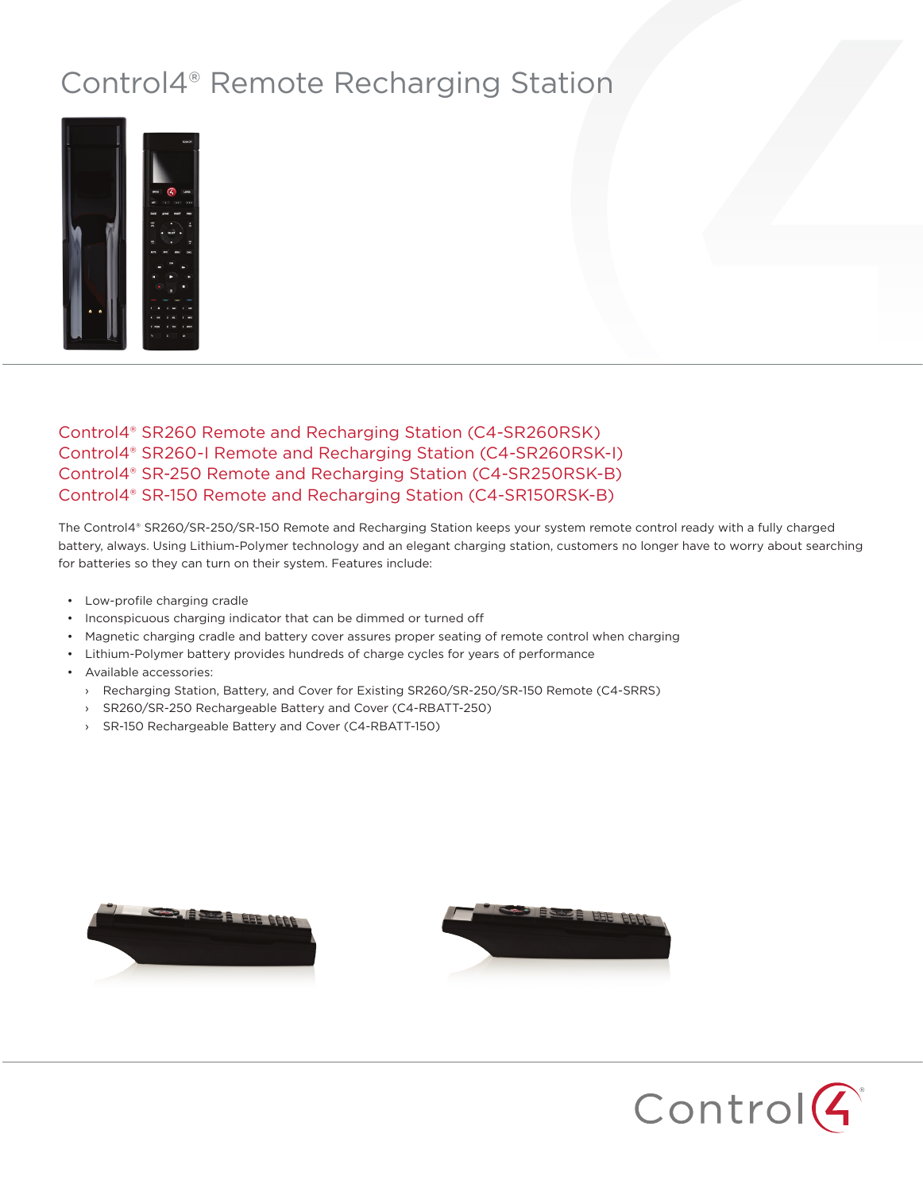# Control4® Remote Recharging Station

## Control4® SR260 Remote and Recharging Station (C4-SR260RSK)
## Control4® SR260-I Remote and Recharging Station (C4-SR260RSK-I)
## Control4® SR-250 Remote and Recharging Station (C4-SR250RSK-B)
## Control4® SR-150 Remote and Recharging Station (C4-SR150RSK-B)

The Control4® SR260/SR-250/SR-150 Remote and Recharging Station keeps your system remote control ready with a fully charged battery, always. Using Lithium-Polymer technology and an elegant charging station, customers no longer have to worry about searching for batteries so they can turn on their system. Features include:

- Low-profile charging cradle
- Inconspicuous charging indicator that can be dimmed or turned off
- Magnetic charging cradle and battery cover assures proper seating of remote control when charging
- Lithium-Polymer battery provides hundreds of charge cycles for years of performance
- Available accessories:
  - Recharging Station, Battery, and Cover for Existing SR260/SR-250/SR-150 Remote (C4-SRRS)
  - SR260/SR-250 Rechargeable Battery and Cover (C4-RBATT-250)
  - SR-150 Rechargeable Battery and Cover (C4-RBATT-150)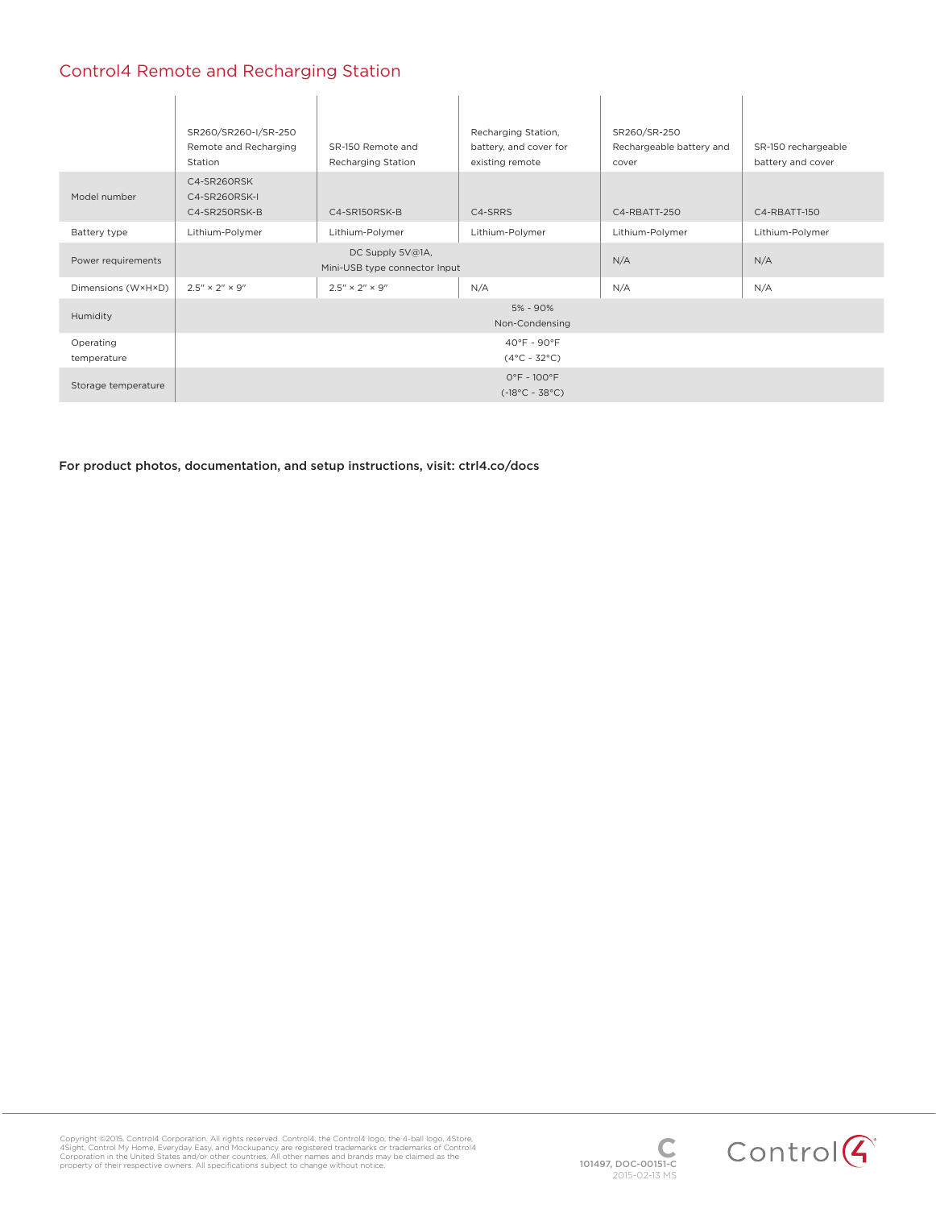## Control4 Remote and Recharging Station

| | SR260/SR260-I/SR-250 Remote and Recharging Station | SR-150 Remote and Recharging Station | Recharging Station, battery, and cover for existing remote | SR260/SR-250 Rechargeable battery and cover | SR-150 rechargeable battery and cover |
|---|---|---|---|---|---|
| Model number | C4-SR260RSK<br>C4-SR260RSK-I<br>C4-SR250RSK-B | C4-SR150RSK-B | C4-SRRS | C4-RBATT-250 | C4-RBATT-150 |
| Battery type | Lithium-Polymer | Lithium-Polymer | Lithium-Polymer | Lithium-Polymer | Lithium-Polymer |
| Power requirements | DC Supply 5V@1A, Mini-USB type connector Input | | | N/A | N/A |
| Dimensions (W×H×D) | 2.5″ × 2″ × 9″ | 2.5″ × 2″ × 9″ | N/A | N/A | N/A |
| Humidity | 5% - 90% Non-Condensing | | | | |
| Operating temperature | 40°F - 90°F (4°C - 32°C) | | | | |
| Storage temperature | 0°F - 100°F (-18°C - 38°C) | | | | |

**For product photos, documentation, and setup instructions, visit: ctrl4.co/docs**

Copyright ©2015, Control4 Corporation. All rights reserved. Control4, the Control4 logo, the 4-ball logo, 4Store, 4Sight, Control My Home, Everyday Easy, and Mockupancy are registered trademarks or trademarks of Control4 Corporation in the United States and/or other countries. All other names and brands may be claimed as the property of their respective owners. All specifications subject to change without notice.

101497, DOC-00151-C
2015-02-13 MS